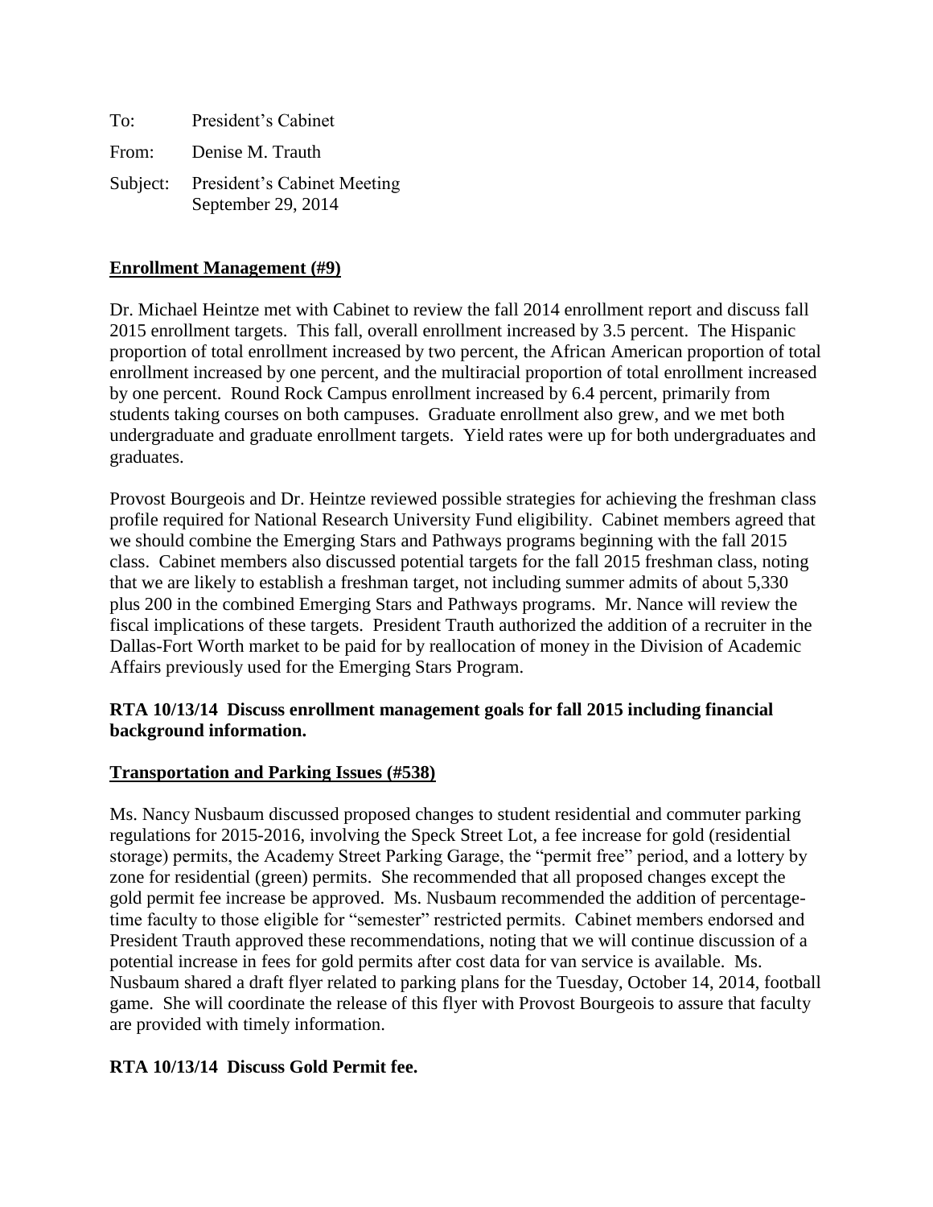To: President's Cabinet

From: Denise M. Trauth

Subject: President's Cabinet Meeting
September 29, 2014

**Enrollment Management (#9)**

Dr. Michael Heintze met with Cabinet to review the fall 2014 enrollment report and discuss fall 2015 enrollment targets. This fall, overall enrollment increased by 3.5 percent. The Hispanic proportion of total enrollment increased by two percent, the African American proportion of total enrollment increased by one percent, and the multiracial proportion of total enrollment increased by one percent. Round Rock Campus enrollment increased by 6.4 percent, primarily from students taking courses on both campuses. Graduate enrollment also grew, and we met both undergraduate and graduate enrollment targets. Yield rates were up for both undergraduates and graduates.

Provost Bourgeois and Dr. Heintze reviewed possible strategies for achieving the freshman class profile required for National Research University Fund eligibility. Cabinet members agreed that we should combine the Emerging Stars and Pathways programs beginning with the fall 2015 class. Cabinet members also discussed potential targets for the fall 2015 freshman class, noting that we are likely to establish a freshman target, not including summer admits of about 5,330 plus 200 in the combined Emerging Stars and Pathways programs. Mr. Nance will review the fiscal implications of these targets. President Trauth authorized the addition of a recruiter in the Dallas-Fort Worth market to be paid for by reallocation of money in the Division of Academic Affairs previously used for the Emerging Stars Program.

**RTA 10/13/14 Discuss enrollment management goals for fall 2015 including financial background information.**

**Transportation and Parking Issues (#538)**

Ms. Nancy Nusbaum discussed proposed changes to student residential and commuter parking regulations for 2015-2016, involving the Speck Street Lot, a fee increase for gold (residential storage) permits, the Academy Street Parking Garage, the "permit free" period, and a lottery by zone for residential (green) permits. She recommended that all proposed changes except the gold permit fee increase be approved. Ms. Nusbaum recommended the addition of percentage-time faculty to those eligible for "semester" restricted permits. Cabinet members endorsed and President Trauth approved these recommendations, noting that we will continue discussion of a potential increase in fees for gold permits after cost data for van service is available. Ms. Nusbaum shared a draft flyer related to parking plans for the Tuesday, October 14, 2014, football game. She will coordinate the release of this flyer with Provost Bourgeois to assure that faculty are provided with timely information.

**RTA 10/13/14 Discuss Gold Permit fee.**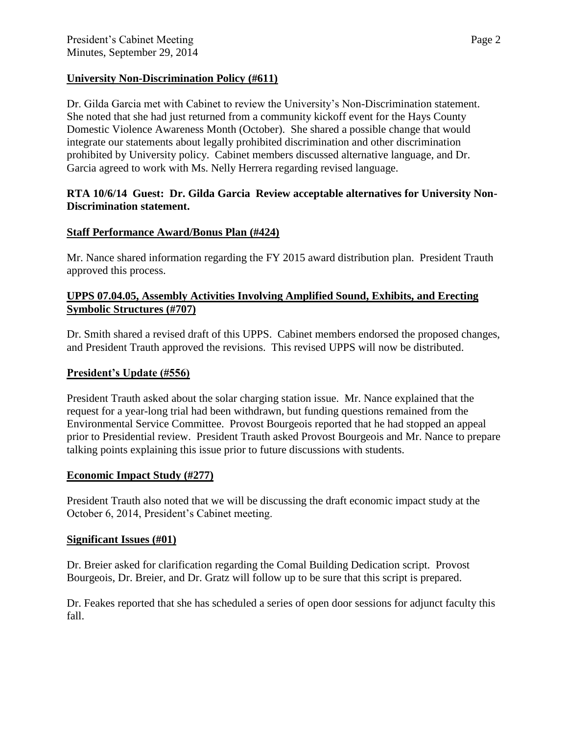**University Non-Discrimination Policy (#611)**

Dr. Gilda Garcia met with Cabinet to review the University's Non-Discrimination statement. She noted that she had just returned from a community kickoff event for the Hays County Domestic Violence Awareness Month (October). She shared a possible change that would integrate our statements about legally prohibited discrimination and other discrimination prohibited by University policy. Cabinet members discussed alternative language, and Dr. Garcia agreed to work with Ms. Nelly Herrera regarding revised language.

**RTA 10/6/14 Guest: Dr. Gilda Garcia Review acceptable alternatives for University Non-Discrimination statement.**

**Staff Performance Award/Bonus Plan (#424)**

Mr. Nance shared information regarding the FY 2015 award distribution plan. President Trauth approved this process.

**UPPS 07.04.05, Assembly Activities Involving Amplified Sound, Exhibits, and Erecting Symbolic Structures (#707)**

Dr. Smith shared a revised draft of this UPPS. Cabinet members endorsed the proposed changes, and President Trauth approved the revisions. This revised UPPS will now be distributed.

**President's Update (#556)**

President Trauth asked about the solar charging station issue. Mr. Nance explained that the request for a year-long trial had been withdrawn, but funding questions remained from the Environmental Service Committee. Provost Bourgeois reported that he had stopped an appeal prior to Presidential review. President Trauth asked Provost Bourgeois and Mr. Nance to prepare talking points explaining this issue prior to future discussions with students.

**Economic Impact Study (#277)**

President Trauth also noted that we will be discussing the draft economic impact study at the October 6, 2014, President's Cabinet meeting.

**Significant Issues (#01)**

Dr. Breier asked for clarification regarding the Comal Building Dedication script. Provost Bourgeois, Dr. Breier, and Dr. Gratz will follow up to be sure that this script is prepared.

Dr. Feakes reported that she has scheduled a series of open door sessions for adjunct faculty this fall.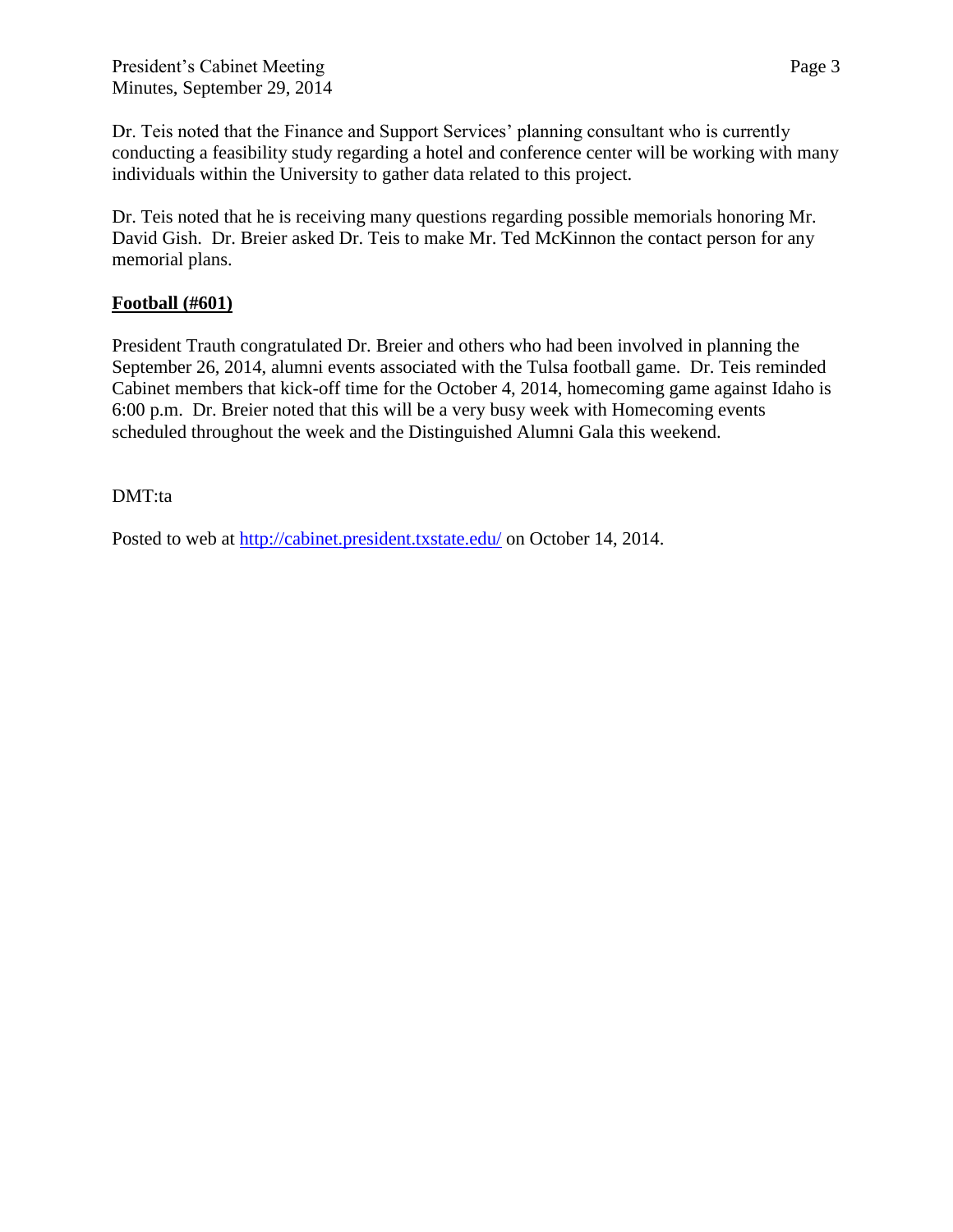Dr. Teis noted that the Finance and Support Services' planning consultant who is currently conducting a feasibility study regarding a hotel and conference center will be working with many individuals within the University to gather data related to this project.

Dr. Teis noted that he is receiving many questions regarding possible memorials honoring Mr. David Gish. Dr. Breier asked Dr. Teis to make Mr. Ted McKinnon the contact person for any memorial plans.

**Football (#601)**

President Trauth congratulated Dr. Breier and others who had been involved in planning the September 26, 2014, alumni events associated with the Tulsa football game. Dr. Teis reminded Cabinet members that kick-off time for the October 4, 2014, homecoming game against Idaho is 6:00 p.m. Dr. Breier noted that this will be a very busy week with Homecoming events scheduled throughout the week and the Distinguished Alumni Gala this weekend.

DMT:ta

Posted to web at http://cabinet.president.txstate.edu/ on October 14, 2014.